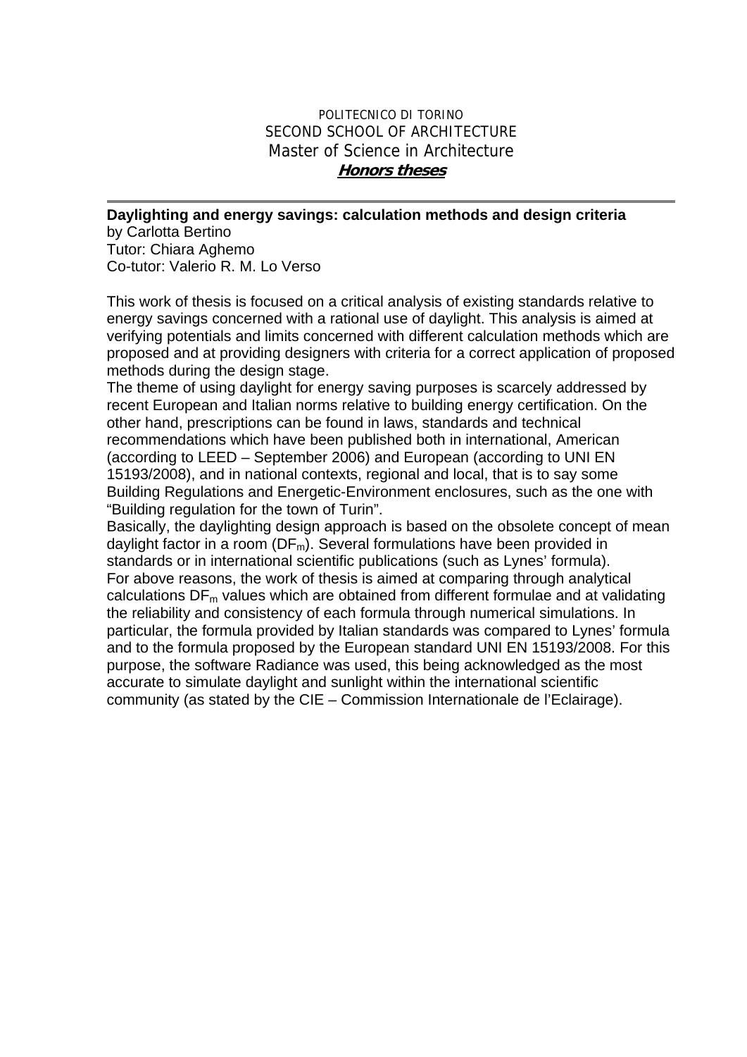POLITECNICO DI TORINO
SECOND SCHOOL OF ARCHITECTURE
Master of Science in Architecture
***Honors theses***

---

**Daylighting and energy savings: calculation methods and design criteria**
by Carlotta Bertino
Tutor: Chiara Aghemo
Co-tutor: Valerio R. M. Lo Verso

This work of thesis is focused on a critical analysis of existing standards relative to energy savings concerned with a rational use of daylight. This analysis is aimed at verifying potentials and limits concerned with different calculation methods which are proposed and at providing designers with criteria for a correct application of proposed methods during the design stage.

The theme of using daylight for energy saving purposes is scarcely addressed by recent European and Italian norms relative to building energy certification. On the other hand, prescriptions can be found in laws, standards and technical recommendations which have been published both in international, American (according to LEED – September 2006) and European (according to UNI EN 15193/2008), and in national contexts, regional and local, that is to say some Building Regulations and Energetic-Environment enclosures, such as the one with "Building regulation for the town of Turin".

Basically, the daylighting design approach is based on the obsolete concept of mean daylight factor in a room ($DF_m$). Several formulations have been provided in standards or in international scientific publications (such as Lynes' formula).

For above reasons, the work of thesis is aimed at comparing through analytical calculations $DF_m$ values which are obtained from different formulae and at validating the reliability and consistency of each formula through numerical simulations. In particular, the formula provided by Italian standards was compared to Lynes' formula and to the formula proposed by the European standard UNI EN 15193/2008. For this purpose, the software Radiance was used, this being acknowledged as the most accurate to simulate daylight and sunlight within the international scientific community (as stated by the CIE – Commission Internationale de l'Eclairage).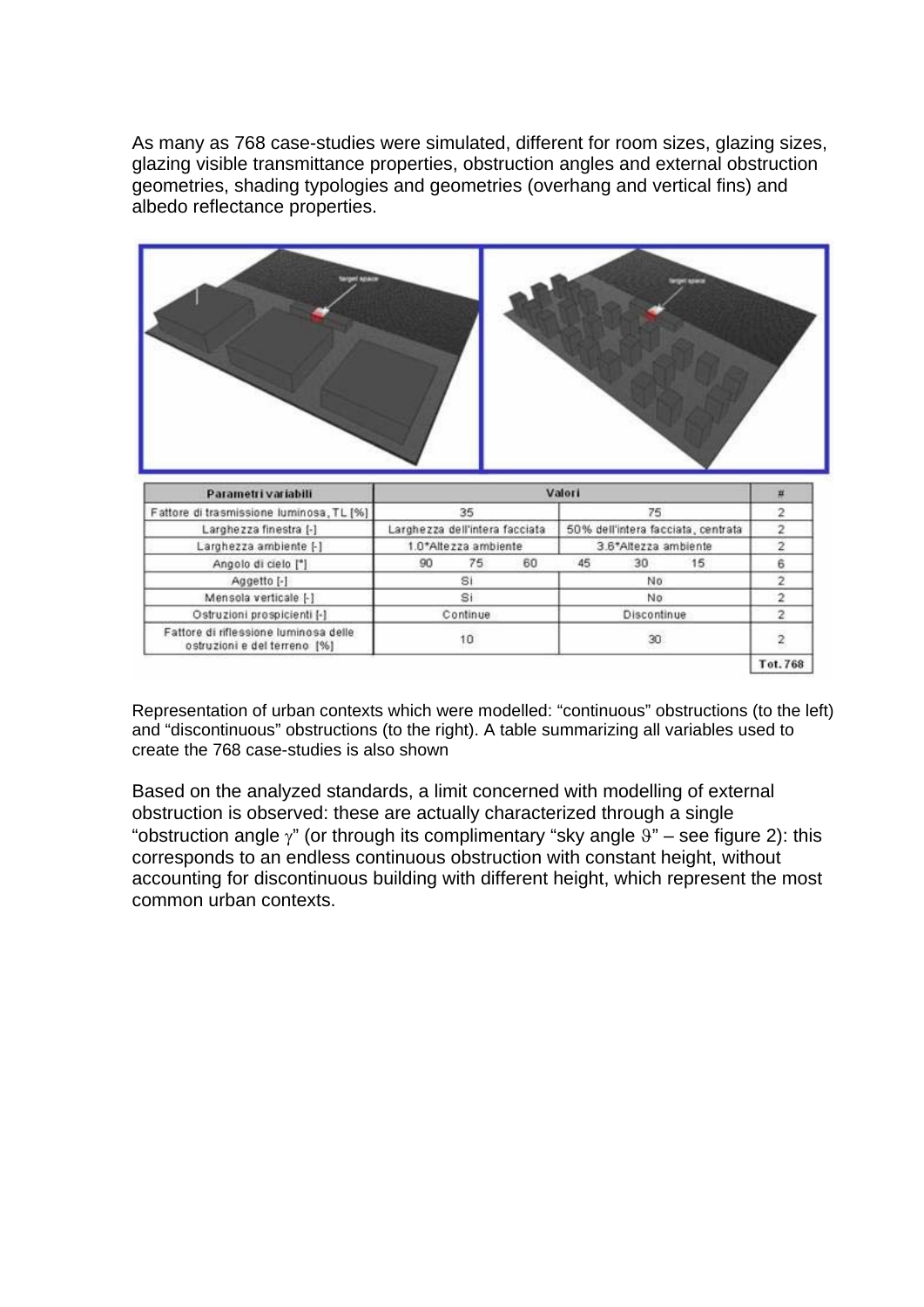As many as 768 case-studies were simulated, different for room sizes, glazing sizes, glazing visible transmittance properties, obstruction angles and external obstruction geometries, shading typologies and geometries (overhang and vertical fins) and albedo reflectance properties.

| Parametri variabili | Valori | | | | | | # |
|---|---|---|---|---|---|---|---|
| Fattore di trasmissione luminosa, TL [%] | 35 | | | 75 | | | 2 |
| Larghezza finestra [-] | Larghezza dell'intera facciata | | | 50% dell'intera facciata, centrata | | | 2 |
| Larghezza ambiente [-] | 1.0*Altezza ambiente | | | 3.6*Altezza ambiente | | | 2 |
| Angolo di cielo [°] | 90 | 75 | 60 | 45 | 30 | 15 | 6 |
| Aggetto [-] | Si | | | No | | | 2 |
| Mensola verticale [-] | Si | | | No | | | 2 |
| Ostruzioni prospicienti [-] | Continue | | | Discontinue | | | 2 |
| Fattore di riflessione luminosa delle ostruzioni e del terreno [%] | 10 | | | 30 | | | 2 |
| | | | | | | | Tot. 768 |

Representation of urban contexts which were modelled: "continuous" obstructions (to the left) and "discontinuous" obstructions (to the right). A table summarizing all variables used to create the 768 case-studies is also shown

Based on the analyzed standards, a limit concerned with modelling of external obstruction is observed: these are actually characterized through a single "obstruction angle $\gamma$" (or through its complimentary "sky angle $\vartheta$" – see figure 2): this corresponds to an endless continuous obstruction with constant height, without accounting for discontinuous building with different height, which represent the most common urban contexts.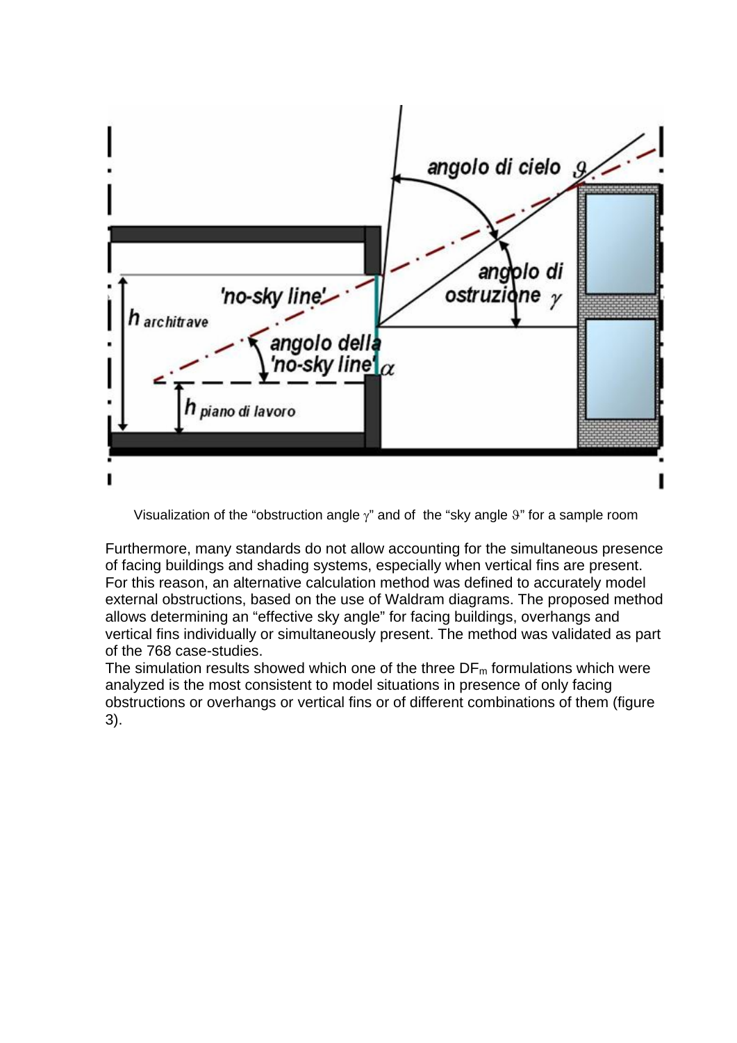Visualization of the “obstruction angle $\gamma$” and of the “sky angle $\vartheta$” for a sample room

Furthermore, many standards do not allow accounting for the simultaneous presence of facing buildings and shading systems, especially when vertical fins are present. For this reason, an alternative calculation method was defined to accurately model external obstructions, based on the use of Waldram diagrams. The proposed method allows determining an “effective sky angle” for facing buildings, overhangs and vertical fins individually or simultaneously present. The method was validated as part of the 768 case-studies.

The simulation results showed which one of the three $DF_m$ formulations which were analyzed is the most consistent to model situations in presence of only facing obstructions or overhangs or vertical fins or of different combinations of them (figure 3).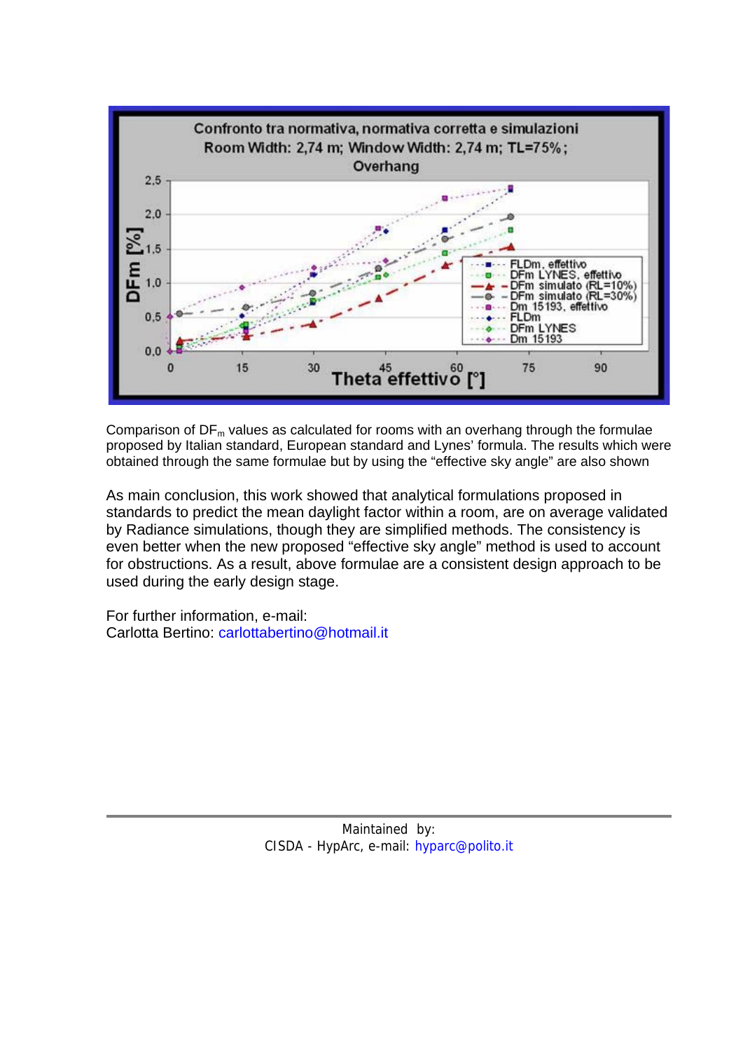Confronto tra normativa, normativa corretta e simulazioni
Room Width: 2,74 m; Window Width: 2,74 m; TL=75%;
Overhang

DFm [%]

2,5
2,0
1,5
1,0
0,5
0,0

0 15 30 45 60 75 90

Theta effettivo [°]

FLDm, effettivo
DFm LYNES, effettivo
DFm simulato (RL=10%)
DFm simulato (RL=30%)
Dm 15193, effettivo
FLDm
DFm LYNES
Dm 15193

Comparison of $DF_m$ values as calculated for rooms with an overhang through the formulae proposed by Italian standard, European standard and Lynes' formula. The results which were obtained through the same formulae but by using the "effective sky angle" are also shown

As main conclusion, this work showed that analytical formulations proposed in standards to predict the mean daylight factor within a room, are on average validated by Radiance simulations, though they are simplified methods. The consistency is even better when the new proposed "effective sky angle" method is used to account for obstructions. As a result, above formulae are a consistent design approach to be used during the early design stage.

For further information, e-mail:
Carlotta Bertino: carlottabertino@hotmail.it

Maintained by:
CISDA - HypArc, e-mail: hyparc@polito.it